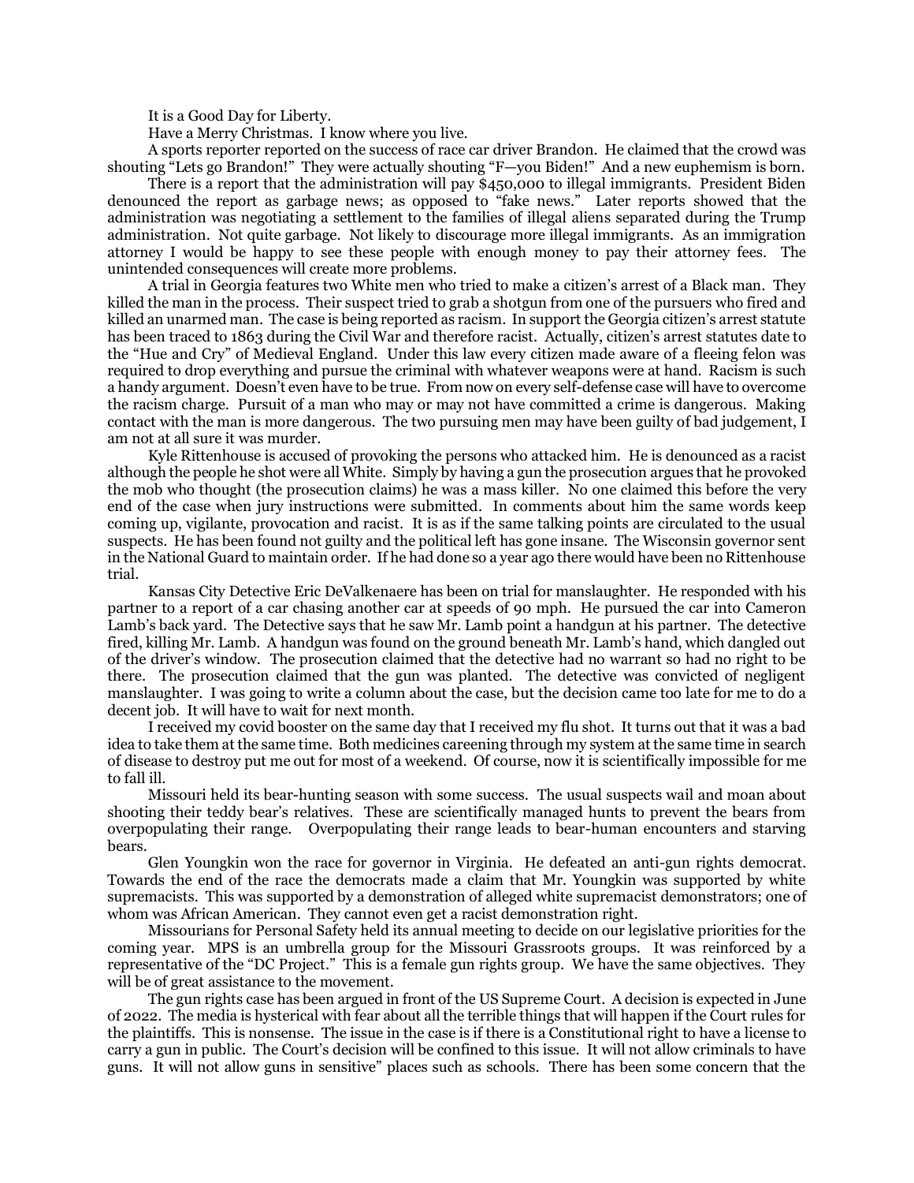It is a Good Day for Liberty.

Have a Merry Christmas. I know where you live.

A sports reporter reported on the success of race car driver Brandon. He claimed that the crowd was shouting "Lets go Brandon!" They were actually shouting "F—you Biden!" And a new euphemism is born.

There is a report that the administration will pay $450,000 to illegal immigrants. President Biden denounced the report as garbage news; as opposed to "fake news." Later reports showed that the administration was negotiating a settlement to the families of illegal aliens separated during the Trump administration. Not quite garbage. Not likely to discourage more illegal immigrants. As an immigration attorney I would be happy to see these people with enough money to pay their attorney fees. The unintended consequences will create more problems.

A trial in Georgia features two White men who tried to make a citizen's arrest of a Black man. They killed the man in the process. Their suspect tried to grab a shotgun from one of the pursuers who fired and killed an unarmed man. The case is being reported as racism. In support the Georgia citizen's arrest statute has been traced to 1863 during the Civil War and therefore racist. Actually, citizen's arrest statutes date to the "Hue and Cry" of Medieval England. Under this law every citizen made aware of a fleeing felon was required to drop everything and pursue the criminal with whatever weapons were at hand. Racism is such a handy argument. Doesn't even have to be true. From now on every self-defense case will have to overcome the racism charge. Pursuit of a man who may or may not have committed a crime is dangerous. Making contact with the man is more dangerous. The two pursuing men may have been guilty of bad judgement, I am not at all sure it was murder.

Kyle Rittenhouse is accused of provoking the persons who attacked him. He is denounced as a racist although the people he shot were all White. Simply by having a gun the prosecution argues that he provoked the mob who thought (the prosecution claims) he was a mass killer. No one claimed this before the very end of the case when jury instructions were submitted. In comments about him the same words keep coming up, vigilante, provocation and racist. It is as if the same talking points are circulated to the usual suspects. He has been found not guilty and the political left has gone insane. The Wisconsin governor sent in the National Guard to maintain order. If he had done so a year ago there would have been no Rittenhouse trial.

Kansas City Detective Eric DeValkenaere has been on trial for manslaughter. He responded with his partner to a report of a car chasing another car at speeds of 90 mph. He pursued the car into Cameron Lamb's back yard. The Detective says that he saw Mr. Lamb point a handgun at his partner. The detective fired, killing Mr. Lamb. A handgun was found on the ground beneath Mr. Lamb's hand, which dangled out of the driver's window. The prosecution claimed that the detective had no warrant so had no right to be there. The prosecution claimed that the gun was planted. The detective was convicted of negligent manslaughter. I was going to write a column about the case, but the decision came too late for me to do a decent job. It will have to wait for next month.

I received my covid booster on the same day that I received my flu shot. It turns out that it was a bad idea to take them at the same time. Both medicines careening through my system at the same time in search of disease to destroy put me out for most of a weekend. Of course, now it is scientifically impossible for me to fall ill.

Missouri held its bear-hunting season with some success. The usual suspects wail and moan about shooting their teddy bear's relatives. These are scientifically managed hunts to prevent the bears from overpopulating their range. Overpopulating their range leads to bear-human encounters and starving bears.

Glen Youngkin won the race for governor in Virginia. He defeated an anti-gun rights democrat. Towards the end of the race the democrats made a claim that Mr. Youngkin was supported by white supremacists. This was supported by a demonstration of alleged white supremacist demonstrators; one of whom was African American. They cannot even get a racist demonstration right.

Missourians for Personal Safety held its annual meeting to decide on our legislative priorities for the coming year. MPS is an umbrella group for the Missouri Grassroots groups. It was reinforced by a representative of the "DC Project." This is a female gun rights group. We have the same objectives. They will be of great assistance to the movement.

The gun rights case has been argued in front of the US Supreme Court. A decision is expected in June of 2022. The media is hysterical with fear about all the terrible things that will happen if the Court rules for the plaintiffs. This is nonsense. The issue in the case is if there is a Constitutional right to have a license to carry a gun in public. The Court's decision will be confined to this issue. It will not allow criminals to have guns. It will not allow guns in sensitive" places such as schools. There has been some concern that the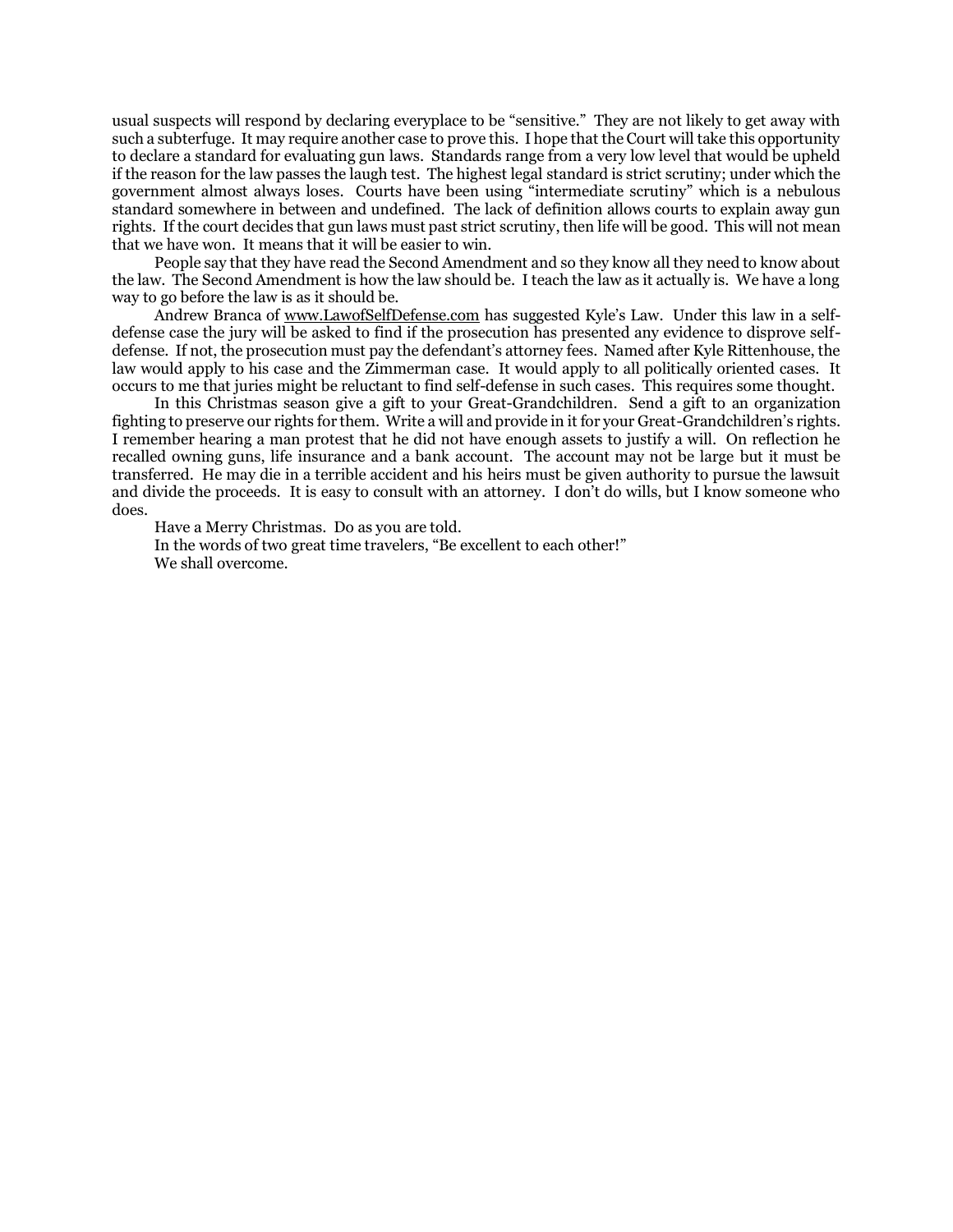usual suspects will respond by declaring everyplace to be "sensitive." They are not likely to get away with such a subterfuge. It may require another case to prove this. I hope that the Court will take this opportunity to declare a standard for evaluating gun laws. Standards range from a very low level that would be upheld if the reason for the law passes the laugh test. The highest legal standard is strict scrutiny; under which the government almost always loses. Courts have been using "intermediate scrutiny" which is a nebulous standard somewhere in between and undefined. The lack of definition allows courts to explain away gun rights. If the court decides that gun laws must past strict scrutiny, then life will be good. This will not mean that we have won. It means that it will be easier to win.

People say that they have read the Second Amendment and so they know all they need to know about the law. The Second Amendment is how the law should be. I teach the law as it actually is. We have a long way to go before the law is as it should be.

Andrew Branca of www.LawofSelfDefense.com has suggested Kyle's Law. Under this law in a self-defense case the jury will be asked to find if the prosecution has presented any evidence to disprove self-defense. If not, the prosecution must pay the defendant's attorney fees. Named after Kyle Rittenhouse, the law would apply to his case and the Zimmerman case. It would apply to all politically oriented cases. It occurs to me that juries might be reluctant to find self-defense in such cases. This requires some thought.

In this Christmas season give a gift to your Great-Grandchildren. Send a gift to an organization fighting to preserve our rights for them. Write a will and provide in it for your Great-Grandchildren's rights. I remember hearing a man protest that he did not have enough assets to justify a will. On reflection he recalled owning guns, life insurance and a bank account. The account may not be large but it must be transferred. He may die in a terrible accident and his heirs must be given authority to pursue the lawsuit and divide the proceeds. It is easy to consult with an attorney. I don't do wills, but I know someone who does.

Have a Merry Christmas. Do as you are told.

In the words of two great time travelers, "Be excellent to each other!"

We shall overcome.